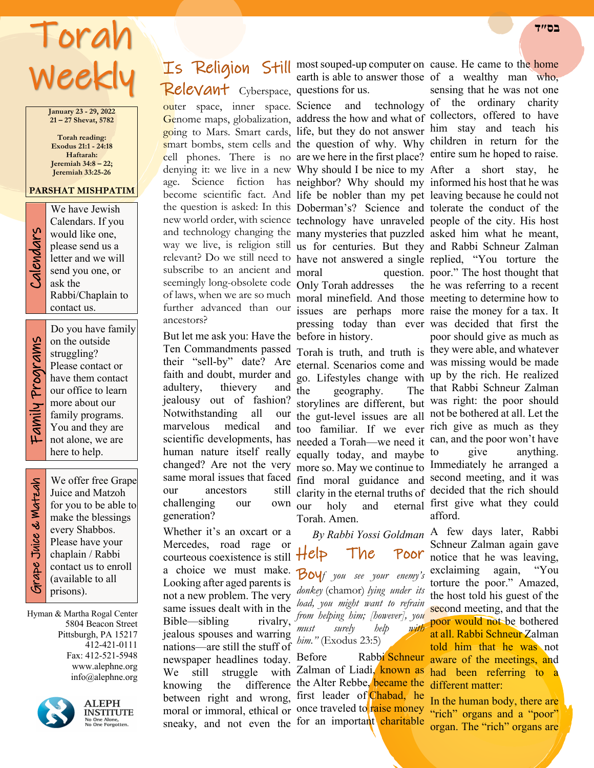בס״ד

# Torah Weekly

January 23 - 29, 2022
21 – 27 Shevat, 5782

Torah reading:
Exodus 21:1 - 24:18
Haftarah:
Jeremiah 34:8 – 22;
Jeremiah 33:25-26

**PARSHAT MISHPATIM**

**Calendars**

We have Jewish Calendars. If you would like one, please send us a letter and we will send you one, or ask the Rabbi/Chaplain to contact us.

**Family Programs**

Do you have family on the outside struggling? Please contact or have them contact our office to learn more about our family programs. You and they are not alone, we are here to help.

**Grape Juice & Matzah**

We offer free Grape Juice and Matzoh for you to be able to make the blessings every Shabbos. Please have your chaplain / Rabbi contact us to enroll (available to all prisons).

Hyman & Martha Rogal Center
5804 Beacon Street
Pittsburgh, PA 15217
412-421-0111
Fax: 412-521-5948
www.alephne.org
info@alephne.org

ALEPH INSTITUTE
No One Alone,
No One Forgotten.

## Is Religion Still Relevant

Cyberspace, outer space, inner space. Genome maps, globalization, going to Mars. Smart cards, smart bombs, stem cells and cell phones. There is no denying it: we live in a new age. Science fiction has become scientific fact. And the question is asked: In this new world order, with science and technology changing the way we live, is religion still relevant? Do we still need to subscribe to an ancient and seemingly long-obsolete code of laws, when we are so much further advanced than our ancestors?

But let me ask you: Have the Ten Commandments passed their "sell-by" date? Are faith and doubt, murder and adultery, thievery and jealousy out of fashion? Notwithstanding all our marvelous medical and scientific developments, has human nature itself really changed? Are not the very same moral issues that faced our ancestors still challenging our own generation?

Whether it's an oxcart or a Mercedes, road rage or courteous coexistence is still a choice we must make. Looking after aged parents is not a new problem. The very same issues dealt with in the Bible—sibling rivalry, jealous spouses and warring nations—are still the stuff of newspaper headlines today. We still struggle with knowing the difference between right and wrong, moral or immoral, ethical or sneaky, and not even the most souped-up computer on earth is able to answer those questions for us.

Science and technology address the how and what of life, but they do not answer the question of why. Why are we here in the first place? Why should I be nice to my neighbor? Why should my life be nobler than my pet Doberman's? Science and technology have unraveled many mysteries that puzzled us for centuries. But they have not answered a single moral question. Only Torah addresses the moral minefield. And those issues are perhaps more pressing today than ever before in history.

Torah is truth, and truth is eternal. Scenarios come and go. Lifestyles change with the geography. The storylines are different, but the gut-level issues are all too familiar. If we ever needed a Torah—we need it equally today, and maybe more so. May we continue to find moral guidance and clarity in the eternal truths of our holy and eternal Torah. Amen.

*By Rabbi Yossi Goldman*

## Help The Poor Boy

*"If you see your enemy's donkey* (chamor) *lying under its load, you might want to refrain from helping him; [however], you must surely help with him."* (Exodus 23:5)

Before Rabbi Schneur Zalman of Liadi, known as the Alter Rebbe, became the first leader of Chabad, he once traveled to raise money for an important charitable cause. He came to the home of a wealthy man who, sensing that he was not one of the ordinary charity collectors, offered to have him stay and teach his children in return for the entire sum he hoped to raise. After a short stay, he informed his host that he was leaving because he could not tolerate the conduct of the people of the city. His host asked him what he meant, and Rabbi Schneur Zalman replied, "You torture the poor." The host thought that he was referring to a recent meeting to determine how to raise the money for a tax. It was decided that first the poor should give as much as they were able, and whatever was missing would be made up by the rich. He realized that Rabbi Schneur Zalman was right: the poor should not be bothered at all. Let the rich give as much as they can, and the poor won't have to give anything. Immediately he arranged a second meeting, and it was decided that the rich should first give what they could afford.

A few days later, Rabbi Schneur Zalman again gave notice that he was leaving, exclaiming again, "You torture the poor." Amazed, the host told his guest of the second meeting, and that the poor would not be bothered at all. Rabbi Schneur Zalman told him that he was not aware of the meetings, and had been referring to a different matter:

In the human body, there are "rich" organs and a "poor" organ. The "rich" organs are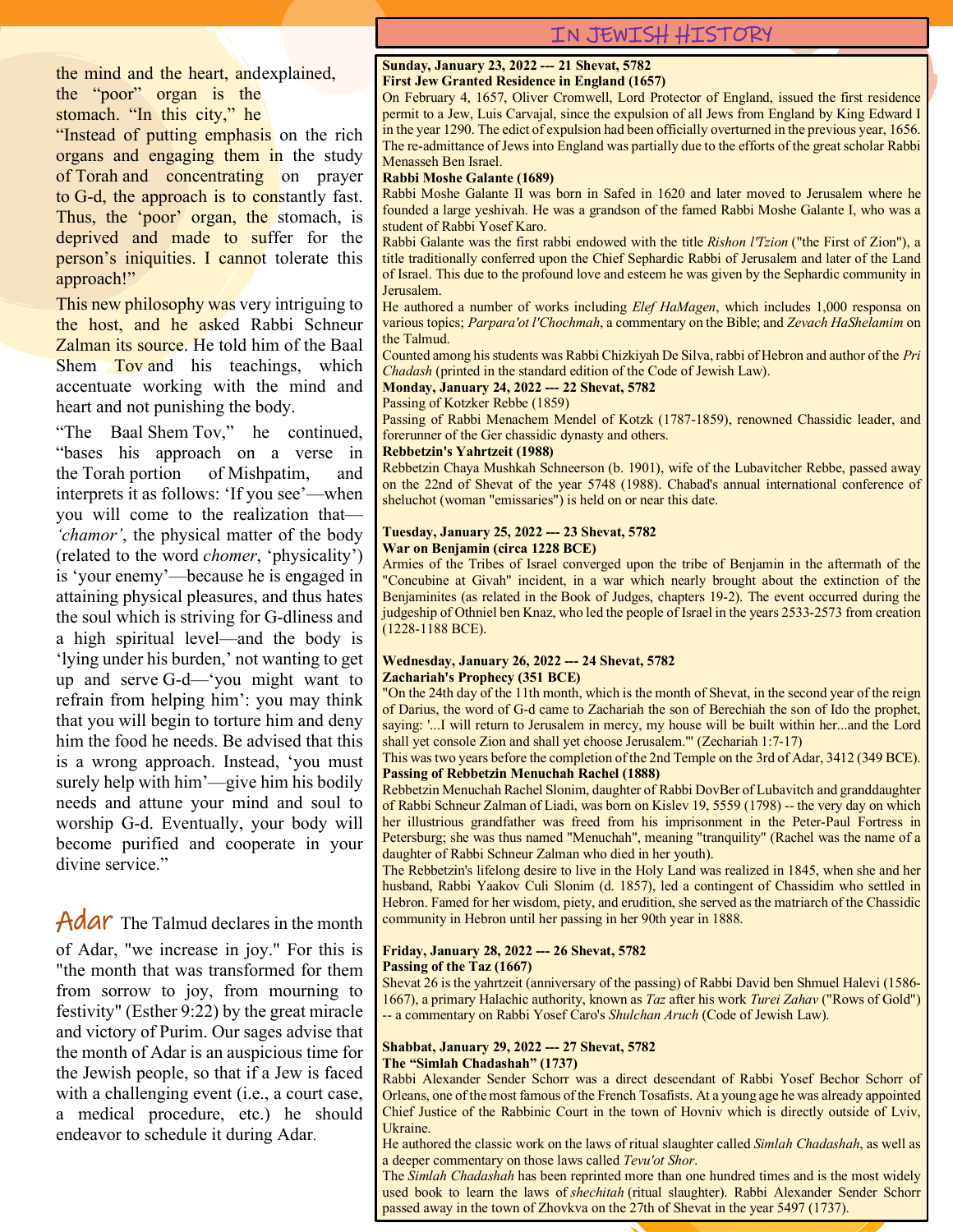the mind and the heart, andexplained, the "poor" organ is the stomach. "In this city," he "Instead of putting emphasis on the rich organs and engaging them in the study of Torah and concentrating on prayer to G-d, the approach is to constantly fast. Thus, the 'poor' organ, the stomach, is deprived and made to suffer for the person's iniquities. I cannot tolerate this approach!"

This new philosophy was very intriguing to the host, and he asked Rabbi Schneur Zalman its source. He told him of the Baal Shem Tov and his teachings, which accentuate working with the mind and heart and not punishing the body.

"The Baal Shem Tov," he continued, "bases his approach on a verse in the Torah portion of Mishpatim, and interprets it as follows: 'If you see'—when you will come to the realization that—*'chamor'*, the physical matter of the body (related to the word *chomer*, 'physicality') is 'your enemy'—because he is engaged in attaining physical pleasures, and thus hates the soul which is striving for G-dliness and a high spiritual level—and the body is 'lying under his burden,' not wanting to get up and serve G-d—'you might want to refrain from helping him': you may think that you will begin to torture him and deny him the food he needs. Be advised that this is a wrong approach. Instead, 'you must surely help with him'—give him his bodily needs and attune your mind and soul to worship G-d. Eventually, your body will become purified and cooperate in your divine service."

## Adar

The Talmud declares in the month of Adar, "we increase in joy." For this is "the month that was transformed for them from sorrow to joy, from mourning to festivity" (Esther 9:22) by the great miracle and victory of Purim. Our sages advise that the month of Adar is an auspicious time for the Jewish people, so that if a Jew is faced with a challenging event (i.e., a court case, a medical procedure, etc.) he should endeavor to schedule it during Adar.

## IN JEWISH HISTORY

**Sunday, January 23, 2022 --- 21 Shevat, 5782**

**First Jew Granted Residence in England (1657)**

On February 4, 1657, Oliver Cromwell, Lord Protector of England, issued the first residence permit to a Jew, Luis Carvajal, since the expulsion of all Jews from England by King Edward I in the year 1290. The edict of expulsion had been officially overturned in the previous year, 1656. The re-admittance of Jews into England was partially due to the efforts of the great scholar Rabbi Menasseh Ben Israel.

**Rabbi Moshe Galante (1689)**

Rabbi Moshe Galante II was born in Safed in 1620 and later moved to Jerusalem where he founded a large yeshivah. He was a grandson of the famed Rabbi Moshe Galante I, who was a student of Rabbi Yosef Karo.

Rabbi Galante was the first rabbi endowed with the title *Rishon l'Tzion* ("the First of Zion"), a title traditionally conferred upon the Chief Sephardic Rabbi of Jerusalem and later of the Land of Israel. This due to the profound love and esteem he was given by the Sephardic community in Jerusalem.

He authored a number of works including *Elef HaMagen*, which includes 1,000 responsa on various topics; *Parpara'ot l'Chochmah*, a commentary on the Bible; and *Zevach HaShelamim* on the Talmud.

Counted among his students was Rabbi Chizkiyah De Silva, rabbi of Hebron and author of the *Pri Chadash* (printed in the standard edition of the Code of Jewish Law).

**Monday, January 24, 2022 --- 22 Shevat, 5782**

Passing of Kotzker Rebbe (1859)

Passing of Rabbi Menachem Mendel of Kotzk (1787-1859), renowned Chassidic leader, and forerunner of the Ger chassidic dynasty and others.

**Rebbetzin's Yahrtzeit (1988)**

Rebbetzin Chaya Mushkah Schneerson (b. 1901), wife of the Lubavitcher Rebbe, passed away on the 22nd of Shevat of the year 5748 (1988). Chabad's annual international conference of sheluchot (woman "emissaries") is held on or near this date.

**Tuesday, January 25, 2022 --- 23 Shevat, 5782**

**War on Benjamin (circa 1228 BCE)**

Armies of the Tribes of Israel converged upon the tribe of Benjamin in the aftermath of the "Concubine at Givah" incident, in a war which nearly brought about the extinction of the Benjaminites (as related in the Book of Judges, chapters 19-2). The event occurred during the judgeship of Othniel ben Knaz, who led the people of Israel in the years 2533-2573 from creation (1228-1188 BCE).

**Wednesday, January 26, 2022 --- 24 Shevat, 5782**

**Zachariah's Prophecy (351 BCE)**

"On the 24th day of the 11th month, which is the month of Shevat, in the second year of the reign of Darius, the word of G-d came to Zachariah the son of Berechiah the son of Ido the prophet, saying: '...I will return to Jerusalem in mercy, my house will be built within her...and the Lord shall yet console Zion and shall yet choose Jerusalem.'" (Zechariah 1:7-17)

This was two years before the completion of the 2nd Temple on the 3rd of Adar, 3412 (349 BCE).

**Passing of Rebbetzin Menuchah Rachel (1888)**

Rebbetzin Menuchah Rachel Slonim, daughter of Rabbi DovBer of Lubavitch and granddaughter of Rabbi Schneur Zalman of Liadi, was born on Kislev 19, 5559 (1798) -- the very day on which her illustrious grandfather was freed from his imprisonment in the Peter-Paul Fortress in Petersburg; she was thus named "Menuchah", meaning "tranquility" (Rachel was the name of a daughter of Rabbi Schneur Zalman who died in her youth).

The Rebbetzin's lifelong desire to live in the Holy Land was realized in 1845, when she and her husband, Rabbi Yaakov Culi Slonim (d. 1857), led a contingent of Chassidim who settled in Hebron. Famed for her wisdom, piety, and erudition, she served as the matriarch of the Chassidic community in Hebron until her passing in her 90th year in 1888.

**Friday, January 28, 2022 --- 26 Shevat, 5782**

**Passing of the Taz (1667)**

Shevat 26 is the yahrtzeit (anniversary of the passing) of Rabbi David ben Shmuel Halevi (1586-1667), a primary Halachic authority, known as *Taz* after his work *Turei Zahav* ("Rows of Gold") -- a commentary on Rabbi Yosef Caro's *Shulchan Aruch* (Code of Jewish Law).

**Shabbat, January 29, 2022 --- 27 Shevat, 5782**

**The "Simlah Chadashah" (1737)**

Rabbi Alexander Sender Schorr was a direct descendant of Rabbi Yosef Bechor Schorr of Orleans, one of the most famous of the French Tosafists. At a young age he was already appointed Chief Justice of the Rabbinic Court in the town of Hovniv which is directly outside of Lviv, Ukraine.

He authored the classic work on the laws of ritual slaughter called *Simlah Chadashah*, as well as a deeper commentary on those laws called *Tevu'ot Shor*.

The *Simlah Chadashah* has been reprinted more than one hundred times and is the most widely used book to learn the laws of *shechitah* (ritual slaughter). Rabbi Alexander Sender Schorr passed away in the town of Zhovkva on the 27th of Shevat in the year 5497 (1737).